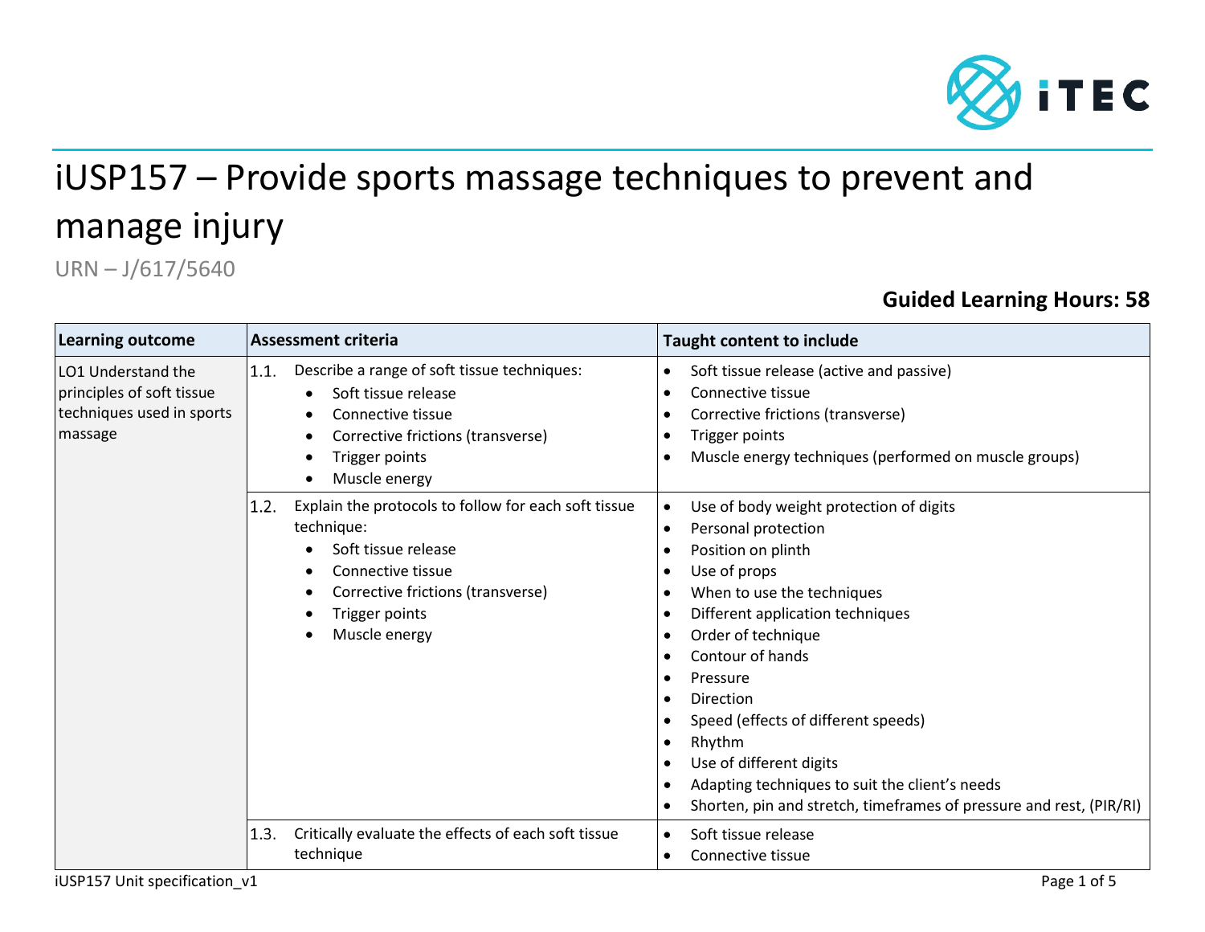# iUSP157 – Provide sports massage techniques to prevent and manage injury

URN – J/617/5640

**Guided Learning Hours: 58**

| Learning outcome | Assessment criteria | Taught content to include |
|---|---|---|
| LO1 Understand the principles of soft tissue techniques used in sports massage | 1.1. Describe a range of soft tissue techniques:<br>• Soft tissue release<br>• Connective tissue<br>• Corrective frictions (transverse)<br>• Trigger points<br>• Muscle energy | • Soft tissue release (active and passive)<br>• Connective tissue<br>• Corrective frictions (transverse)<br>• Trigger points<br>• Muscle energy techniques (performed on muscle groups) |
| | 1.2. Explain the protocols to follow for each soft tissue technique:<br>• Soft tissue release<br>• Connective tissue<br>• Corrective frictions (transverse)<br>• Trigger points<br>• Muscle energy | • Use of body weight protection of digits<br>• Personal protection<br>• Position on plinth<br>• Use of props<br>• When to use the techniques<br>• Different application techniques<br>• Order of technique<br>• Contour of hands<br>• Pressure<br>• Direction<br>• Speed (effects of different speeds)<br>• Rhythm<br>• Use of different digits<br>• Adapting techniques to suit the client's needs<br>• Shorten, pin and stretch, timeframes of pressure and rest, (PIR/RI) |
| | 1.3. Critically evaluate the effects of each soft tissue technique | • Soft tissue release<br>• Connective tissue |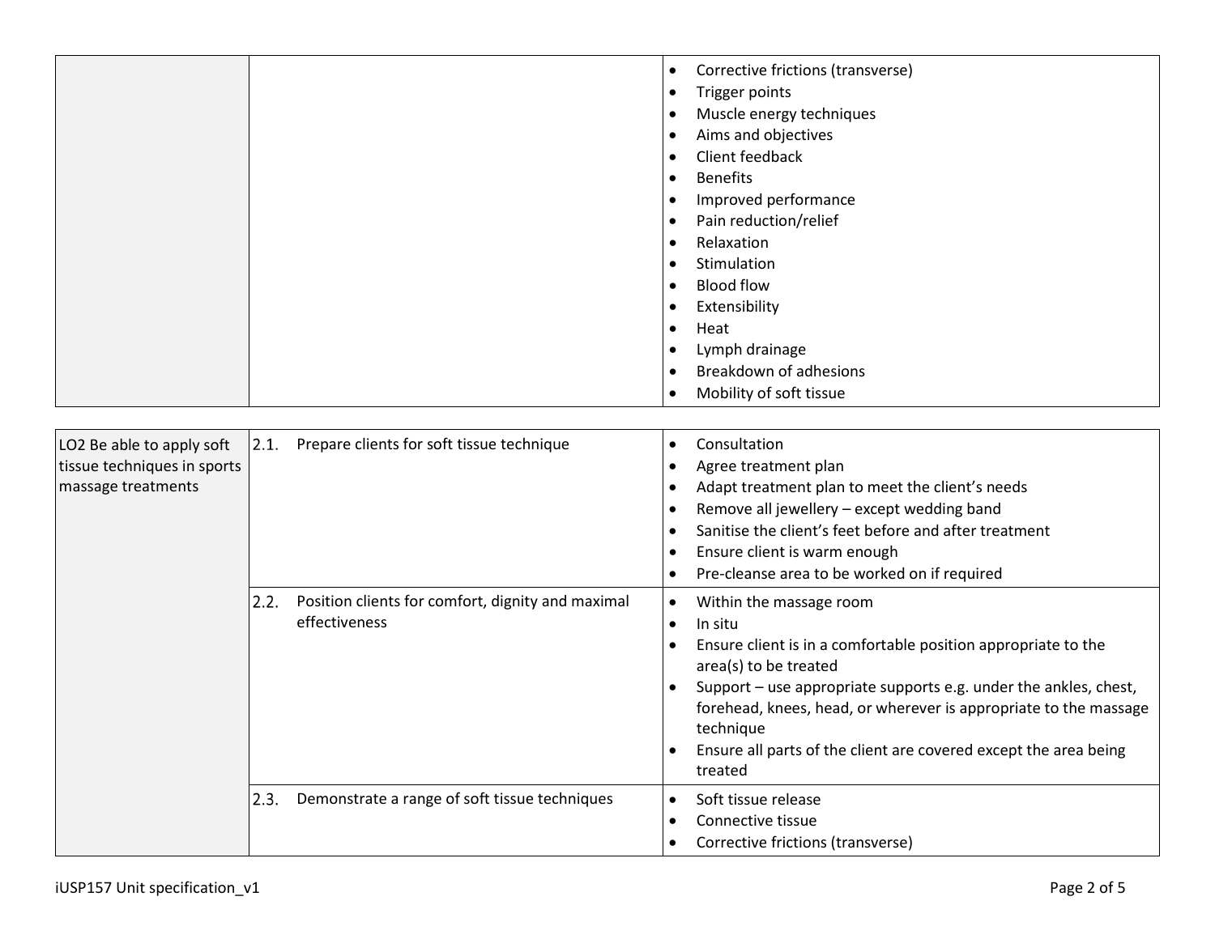| | | |
|---|---|---|
| | | • Corrective frictions (transverse)<br>• Trigger points<br>• Muscle energy techniques<br>• Aims and objectives<br>• Client feedback<br>• Benefits<br>• Improved performance<br>• Pain reduction/relief<br>• Relaxation<br>• Stimulation<br>• Blood flow<br>• Extensibility<br>• Heat<br>• Lymph drainage<br>• Breakdown of adhesions<br>• Mobility of soft tissue |

| | | |
|---|---|---|
| LO2 Be able to apply soft tissue techniques in sports massage treatments | 2.1. Prepare clients for soft tissue technique | • Consultation<br>• Agree treatment plan<br>• Adapt treatment plan to meet the client's needs<br>• Remove all jewellery – except wedding band<br>• Sanitise the client's feet before and after treatment<br>• Ensure client is warm enough<br>• Pre-cleanse area to be worked on if required |
| | 2.2. Position clients for comfort, dignity and maximal effectiveness | • Within the massage room<br>• In situ<br>• Ensure client is in a comfortable position appropriate to the area(s) to be treated<br>• Support – use appropriate supports e.g. under the ankles, chest, forehead, knees, head, or wherever is appropriate to the massage technique<br>• Ensure all parts of the client are covered except the area being treated |
| | 2.3. Demonstrate a range of soft tissue techniques | • Soft tissue release<br>• Connective tissue<br>• Corrective frictions (transverse) |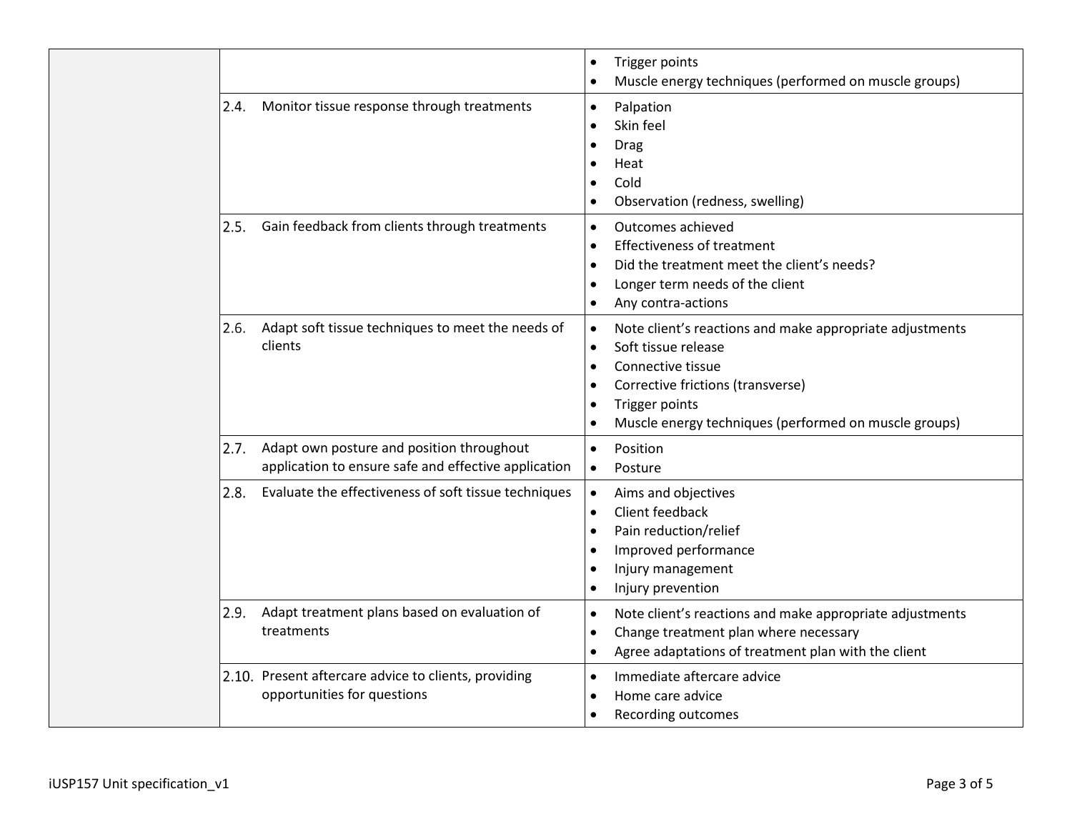| | | |
|---|---|---|
| | | • Trigger points<br>• Muscle energy techniques (performed on muscle groups) |
| | 2.4. Monitor tissue response through treatments | • Palpation<br>• Skin feel<br>• Drag<br>• Heat<br>• Cold<br>• Observation (redness, swelling) |
| | 2.5. Gain feedback from clients through treatments | • Outcomes achieved<br>• Effectiveness of treatment<br>• Did the treatment meet the client's needs?<br>• Longer term needs of the client<br>• Any contra-actions |
| | 2.6. Adapt soft tissue techniques to meet the needs of clients | • Note client's reactions and make appropriate adjustments<br>• Soft tissue release<br>• Connective tissue<br>• Corrective frictions (transverse)<br>• Trigger points<br>• Muscle energy techniques (performed on muscle groups) |
| | 2.7. Adapt own posture and position throughout application to ensure safe and effective application | • Position<br>• Posture |
| | 2.8. Evaluate the effectiveness of soft tissue techniques | • Aims and objectives<br>• Client feedback<br>• Pain reduction/relief<br>• Improved performance<br>• Injury management<br>• Injury prevention |
| | 2.9. Adapt treatment plans based on evaluation of treatments | • Note client's reactions and make appropriate adjustments<br>• Change treatment plan where necessary<br>• Agree adaptations of treatment plan with the client |
| | 2.10. Present aftercare advice to clients, providing opportunities for questions | • Immediate aftercare advice<br>• Home care advice<br>• Recording outcomes |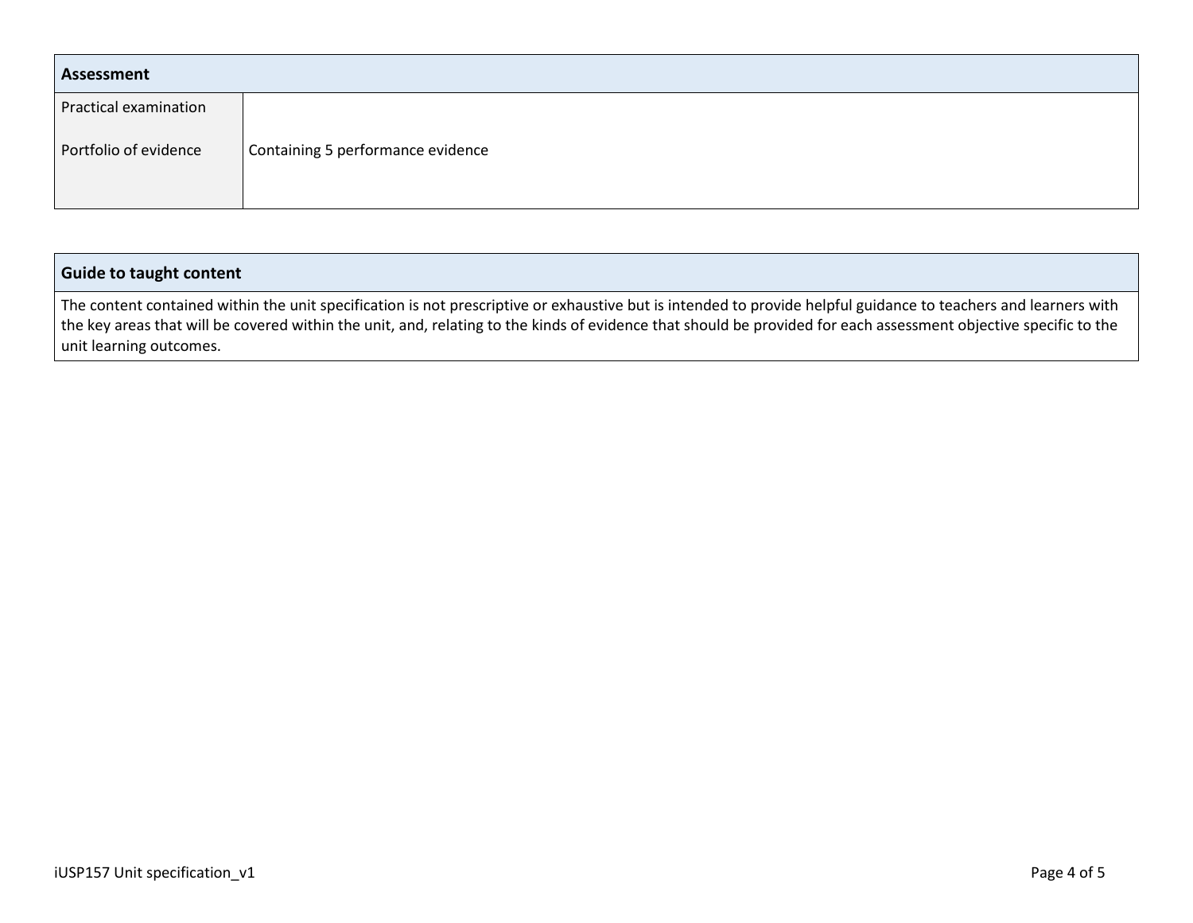| Assessment | |
|---|---|
| Practical examination | |
| Portfolio of evidence | Containing 5 performance evidence |

| Guide to taught content |
|---|
| The content contained within the unit specification is not prescriptive or exhaustive but is intended to provide helpful guidance to teachers and learners with the key areas that will be covered within the unit, and, relating to the kinds of evidence that should be provided for each assessment objective specific to the unit learning outcomes. |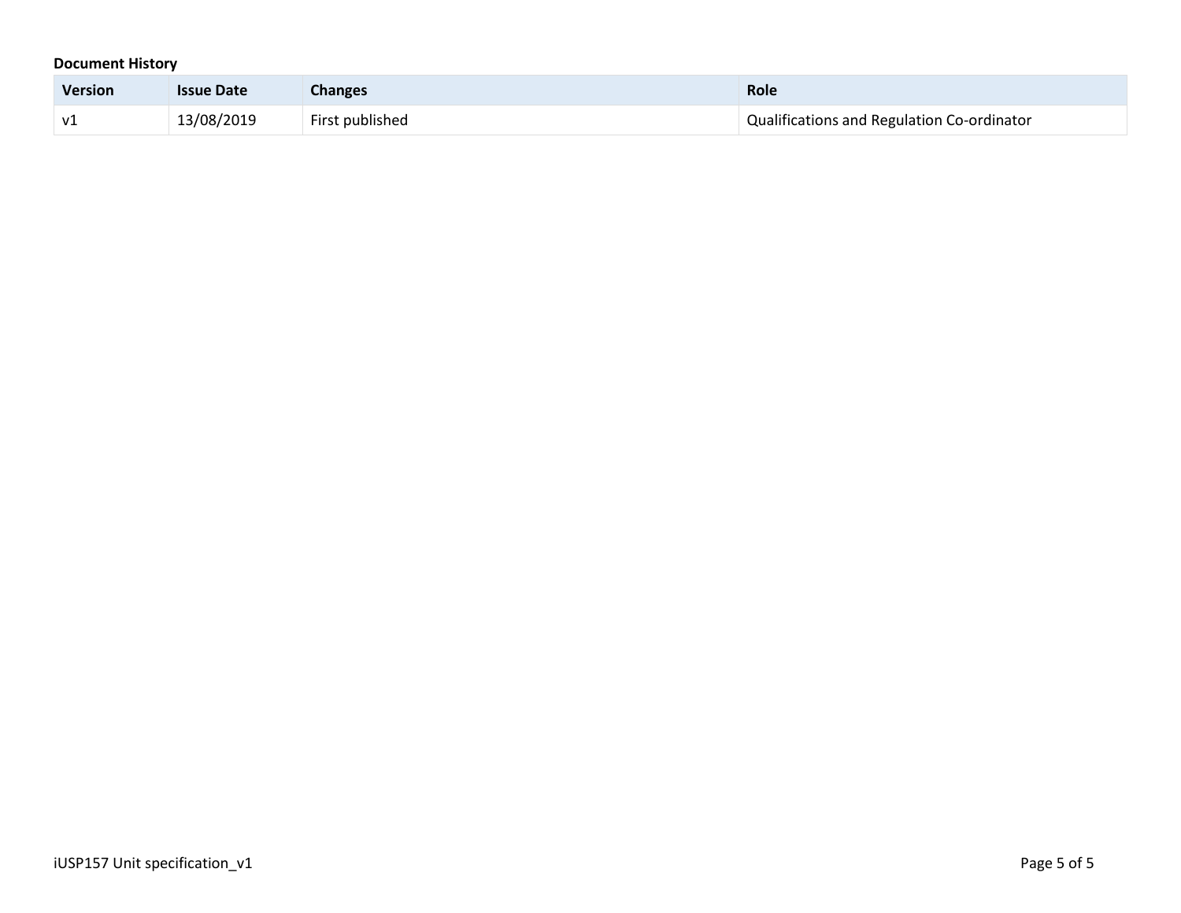**Document History**

| Version | Issue Date | Changes | Role |
|---|---|---|---|
| v1 | 13/08/2019 | First published | Qualifications and Regulation Co-ordinator |